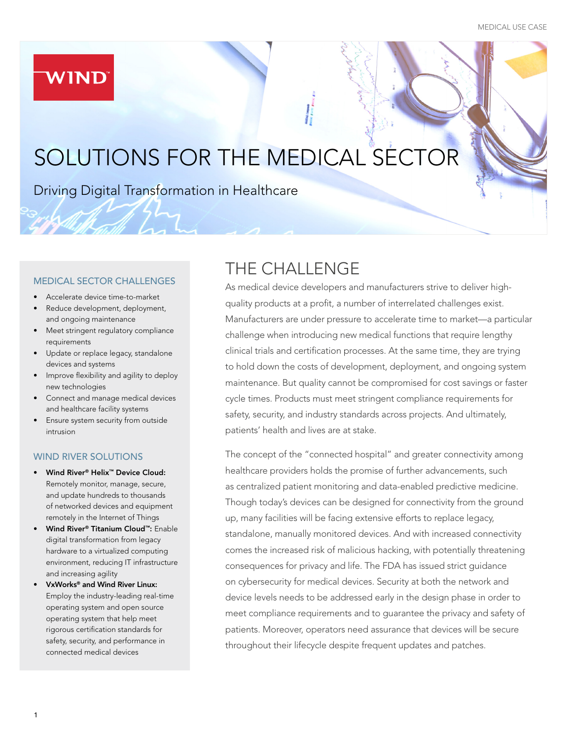# SOLUTIONS FOR THE MEDICAL SECTOR

Driving Digital Transformation in Healthcare

### MEDICAL SECTOR CHALLENGES

- Accelerate device time-to-market
- Reduce development, deployment, and ongoing maintenance
- Meet stringent regulatory compliance requirements
- Update or replace legacy, standalone devices and systems
- Improve flexibility and agility to deploy new technologies
- Connect and manage medical devices and healthcare facility systems
- Ensure system security from outside intrusion

### WIND RIVER SOLUTIONS

- **Wind River® Helix™ Device Cloud:** Remotely monitor, manage, secure, and update hundreds to thousands of networked devices and equipment remotely in the Internet of Things
- **Wind River® Titanium Cloud™:** Enable digital transformation from legacy hardware to a virtualized computing environment, reducing IT infrastructure and increasing agility
- **VxWorks® and Wind River Linux:** Employ the industry-leading real-time operating system and open source operating system that help meet rigorous certification standards for safety, security, and performance in connected medical devices

## THE CHALLENGE

As medical device developers and manufacturers strive to deliver high-quality products at a profit, a number of interrelated challenges exist. Manufacturers are under pressure to accelerate time to market—a particular challenge when introducing new medical functions that require lengthy clinical trials and certification processes. At the same time, they are trying to hold down the costs of development, deployment, and ongoing system maintenance. But quality cannot be compromised for cost savings or faster cycle times. Products must meet stringent compliance requirements for safety, security, and industry standards across projects. And ultimately, patients' health and lives are at stake.

The concept of the "connected hospital" and greater connectivity among healthcare providers holds the promise of further advancements, such as centralized patient monitoring and data-enabled predictive medicine. Though today's devices can be designed for connectivity from the ground up, many facilities will be facing extensive efforts to replace legacy, standalone, manually monitored devices. And with increased connectivity comes the increased risk of malicious hacking, with potentially threatening consequences for privacy and life. The FDA has issued strict guidance on cybersecurity for medical devices. Security at both the network and device levels needs to be addressed early in the design phase in order to meet compliance requirements and to guarantee the privacy and safety of patients. Moreover, operators need assurance that devices will be secure throughout their lifecycle despite frequent updates and patches.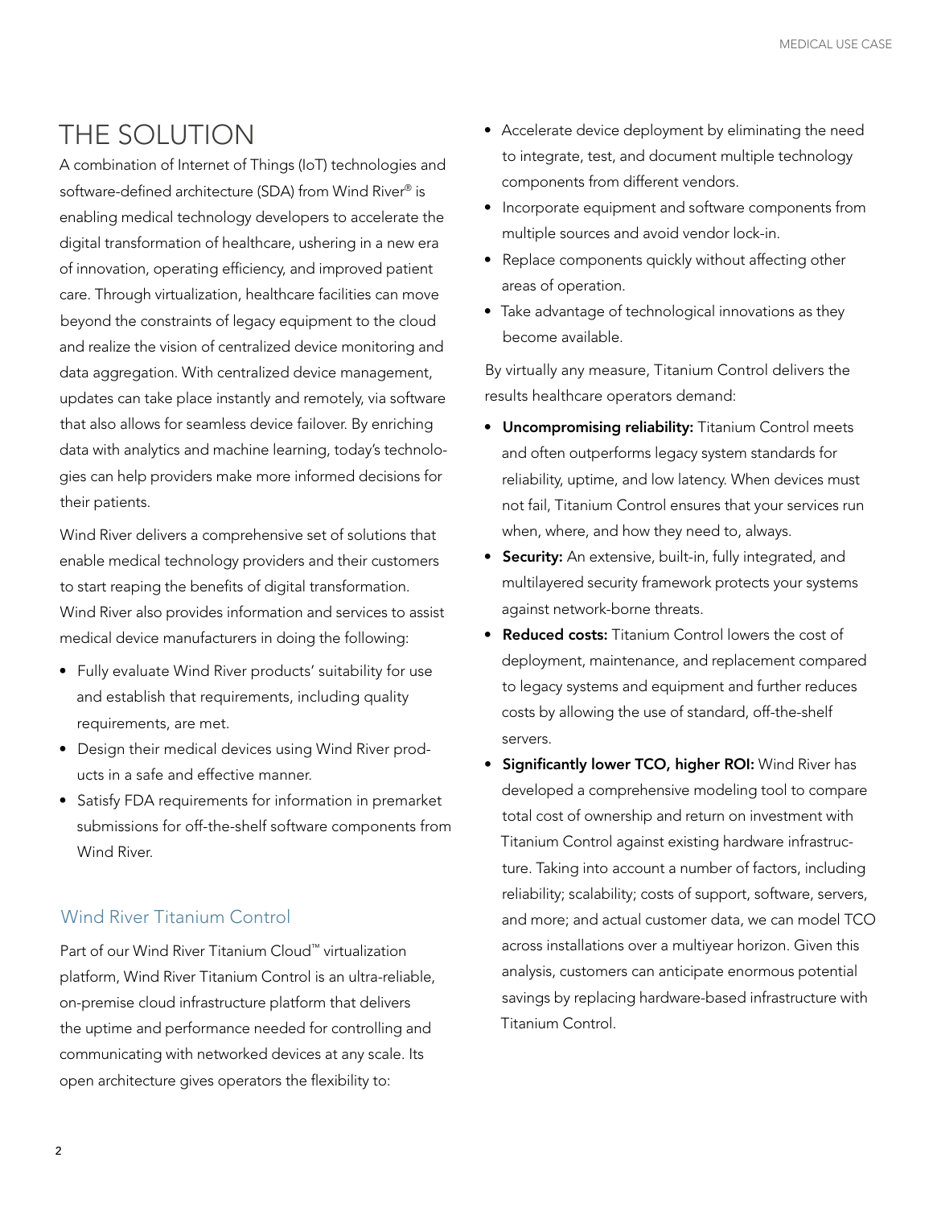# THE SOLUTION

A combination of Internet of Things (IoT) technologies and software-defined architecture (SDA) from Wind River® is enabling medical technology developers to accelerate the digital transformation of healthcare, ushering in a new era of innovation, operating efficiency, and improved patient care. Through virtualization, healthcare facilities can move beyond the constraints of legacy equipment to the cloud and realize the vision of centralized device monitoring and data aggregation. With centralized device management, updates can take place instantly and remotely, via software that also allows for seamless device failover. By enriching data with analytics and machine learning, today's technologies can help providers make more informed decisions for their patients.

Wind River delivers a comprehensive set of solutions that enable medical technology providers and their customers to start reaping the benefits of digital transformation. Wind River also provides information and services to assist medical device manufacturers in doing the following:

- Fully evaluate Wind River products' suitability for use and establish that requirements, including quality requirements, are met.
- Design their medical devices using Wind River products in a safe and effective manner.
- Satisfy FDA requirements for information in premarket submissions for off-the-shelf software components from Wind River.

## Wind River Titanium Control

Part of our Wind River Titanium Cloud™ virtualization platform, Wind River Titanium Control is an ultra-reliable, on-premise cloud infrastructure platform that delivers the uptime and performance needed for controlling and communicating with networked devices at any scale. Its open architecture gives operators the flexibility to:

- Accelerate device deployment by eliminating the need to integrate, test, and document multiple technology components from different vendors.
- Incorporate equipment and software components from multiple sources and avoid vendor lock-in.
- Replace components quickly without affecting other areas of operation.
- Take advantage of technological innovations as they become available.

By virtually any measure, Titanium Control delivers the results healthcare operators demand:

- **Uncompromising reliability:** Titanium Control meets and often outperforms legacy system standards for reliability, uptime, and low latency. When devices must not fail, Titanium Control ensures that your services run when, where, and how they need to, always.
- **Security:** An extensive, built-in, fully integrated, and multilayered security framework protects your systems against network-borne threats.
- **Reduced costs:** Titanium Control lowers the cost of deployment, maintenance, and replacement compared to legacy systems and equipment and further reduces costs by allowing the use of standard, off-the-shelf servers.
- **Significantly lower TCO, higher ROI:** Wind River has developed a comprehensive modeling tool to compare total cost of ownership and return on investment with Titanium Control against existing hardware infrastructure. Taking into account a number of factors, including reliability; scalability; costs of support, software, servers, and more; and actual customer data, we can model TCO across installations over a multiyear horizon. Given this analysis, customers can anticipate enormous potential savings by replacing hardware-based infrastructure with Titanium Control.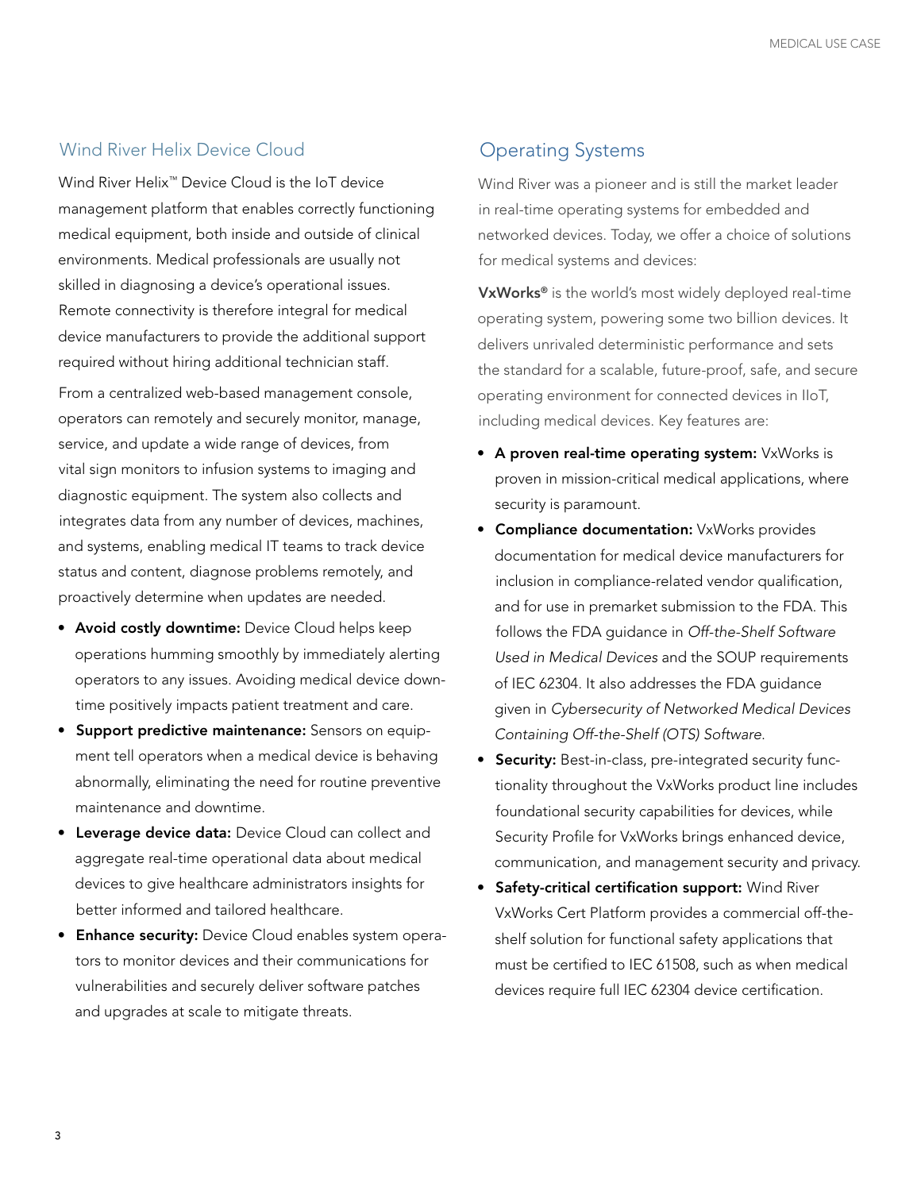## Wind River Helix Device Cloud

Wind River Helix™ Device Cloud is the IoT device management platform that enables correctly functioning medical equipment, both inside and outside of clinical environments. Medical professionals are usually not skilled in diagnosing a device's operational issues. Remote connectivity is therefore integral for medical device manufacturers to provide the additional support required without hiring additional technician staff.

From a centralized web-based management console, operators can remotely and securely monitor, manage, service, and update a wide range of devices, from vital sign monitors to infusion systems to imaging and diagnostic equipment. The system also collects and integrates data from any number of devices, machines, and systems, enabling medical IT teams to track device status and content, diagnose problems remotely, and proactively determine when updates are needed.

- **Avoid costly downtime:** Device Cloud helps keep operations humming smoothly by immediately alerting operators to any issues. Avoiding medical device downtime positively impacts patient treatment and care.
- **Support predictive maintenance:** Sensors on equipment tell operators when a medical device is behaving abnormally, eliminating the need for routine preventive maintenance and downtime.
- **Leverage device data:** Device Cloud can collect and aggregate real-time operational data about medical devices to give healthcare administrators insights for better informed and tailored healthcare.
- **Enhance security:** Device Cloud enables system operators to monitor devices and their communications for vulnerabilities and securely deliver software patches and upgrades at scale to mitigate threats.

## Operating Systems

Wind River was a pioneer and is still the market leader in real-time operating systems for embedded and networked devices. Today, we offer a choice of solutions for medical systems and devices:

**VxWorks®** is the world's most widely deployed real-time operating system, powering some two billion devices. It delivers unrivaled deterministic performance and sets the standard for a scalable, future-proof, safe, and secure operating environment for connected devices in IIoT, including medical devices. Key features are:

- **A proven real-time operating system:** VxWorks is proven in mission-critical medical applications, where security is paramount.
- **Compliance documentation:** VxWorks provides documentation for medical device manufacturers for inclusion in compliance-related vendor qualification, and for use in premarket submission to the FDA. This follows the FDA guidance in *Off-the-Shelf Software Used in Medical Devices* and the SOUP requirements of IEC 62304. It also addresses the FDA guidance given in *Cybersecurity of Networked Medical Devices Containing Off-the-Shelf (OTS) Software.*
- **Security:** Best-in-class, pre-integrated security functionality throughout the VxWorks product line includes foundational security capabilities for devices, while Security Profile for VxWorks brings enhanced device, communication, and management security and privacy.
- **Safety-critical certification support:** Wind River VxWorks Cert Platform provides a commercial off-the-shelf solution for functional safety applications that must be certified to IEC 61508, such as when medical devices require full IEC 62304 device certification.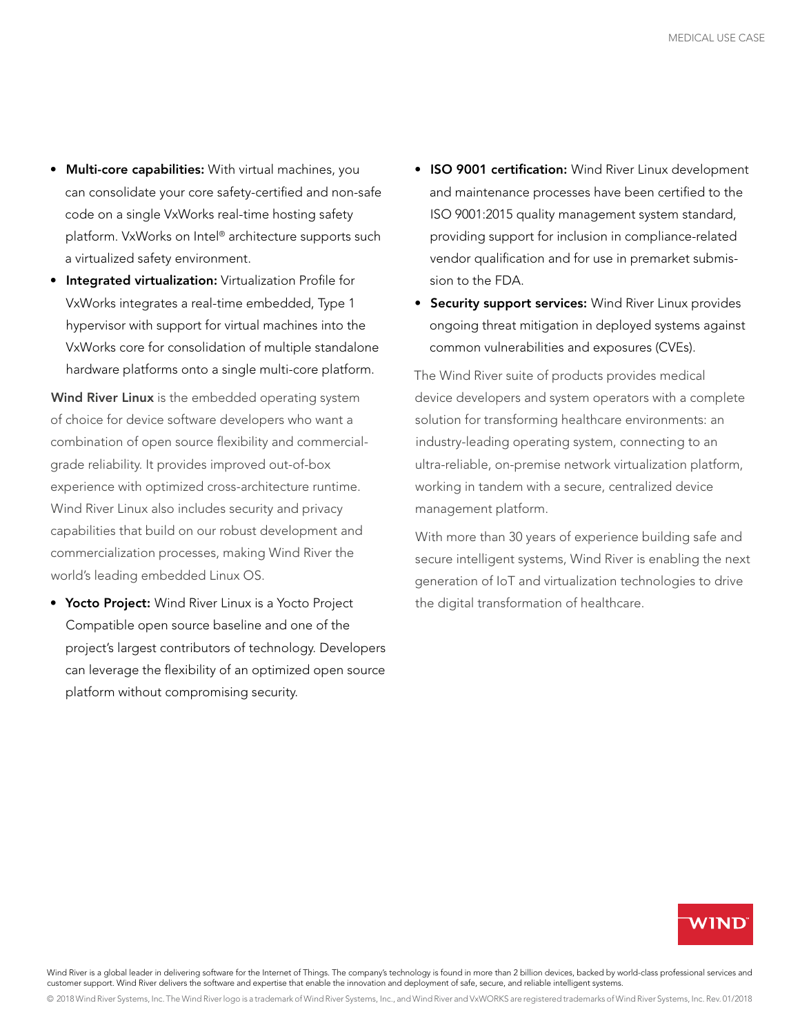- **Multi-core capabilities:** With virtual machines, you can consolidate your core safety-certified and non-safe code on a single VxWorks real-time hosting safety platform. VxWorks on Intel® architecture supports such a virtualized safety environment.
- **Integrated virtualization:** Virtualization Profile for VxWorks integrates a real-time embedded, Type 1 hypervisor with support for virtual machines into the VxWorks core for consolidation of multiple standalone hardware platforms onto a single multi-core platform.

**Wind River Linux** is the embedded operating system of choice for device software developers who want a combination of open source flexibility and commercial-grade reliability. It provides improved out-of-box experience with optimized cross-architecture runtime. Wind River Linux also includes security and privacy capabilities that build on our robust development and commercialization processes, making Wind River the world's leading embedded Linux OS.

- **Yocto Project:** Wind River Linux is a Yocto Project Compatible open source baseline and one of the project's largest contributors of technology. Developers can leverage the flexibility of an optimized open source platform without compromising security.
- **ISO 9001 certification:** Wind River Linux development and maintenance processes have been certified to the ISO 9001:2015 quality management system standard, providing support for inclusion in compliance-related vendor qualification and for use in premarket submission to the FDA.
- **Security support services:** Wind River Linux provides ongoing threat mitigation in deployed systems against common vulnerabilities and exposures (CVEs).

The Wind River suite of products provides medical device developers and system operators with a complete solution for transforming healthcare environments: an industry-leading operating system, connecting to an ultra-reliable, on-premise network virtualization platform, working in tandem with a secure, centralized device management platform.

With more than 30 years of experience building safe and secure intelligent systems, Wind River is enabling the next generation of IoT and virtualization technologies to drive the digital transformation of healthcare.

Wind River is a global leader in delivering software for the Internet of Things. The company's technology is found in more than 2 billion devices, backed by world-class professional services and customer support. Wind River delivers the software and expertise that enable the innovation and deployment of safe, secure, and reliable intelligent systems.

© 2018 Wind River Systems, Inc. The Wind River logo is a trademark of Wind River Systems, Inc., and Wind River and VxWORKS are registered trademarks of Wind River Systems, Inc. Rev. 01/2018